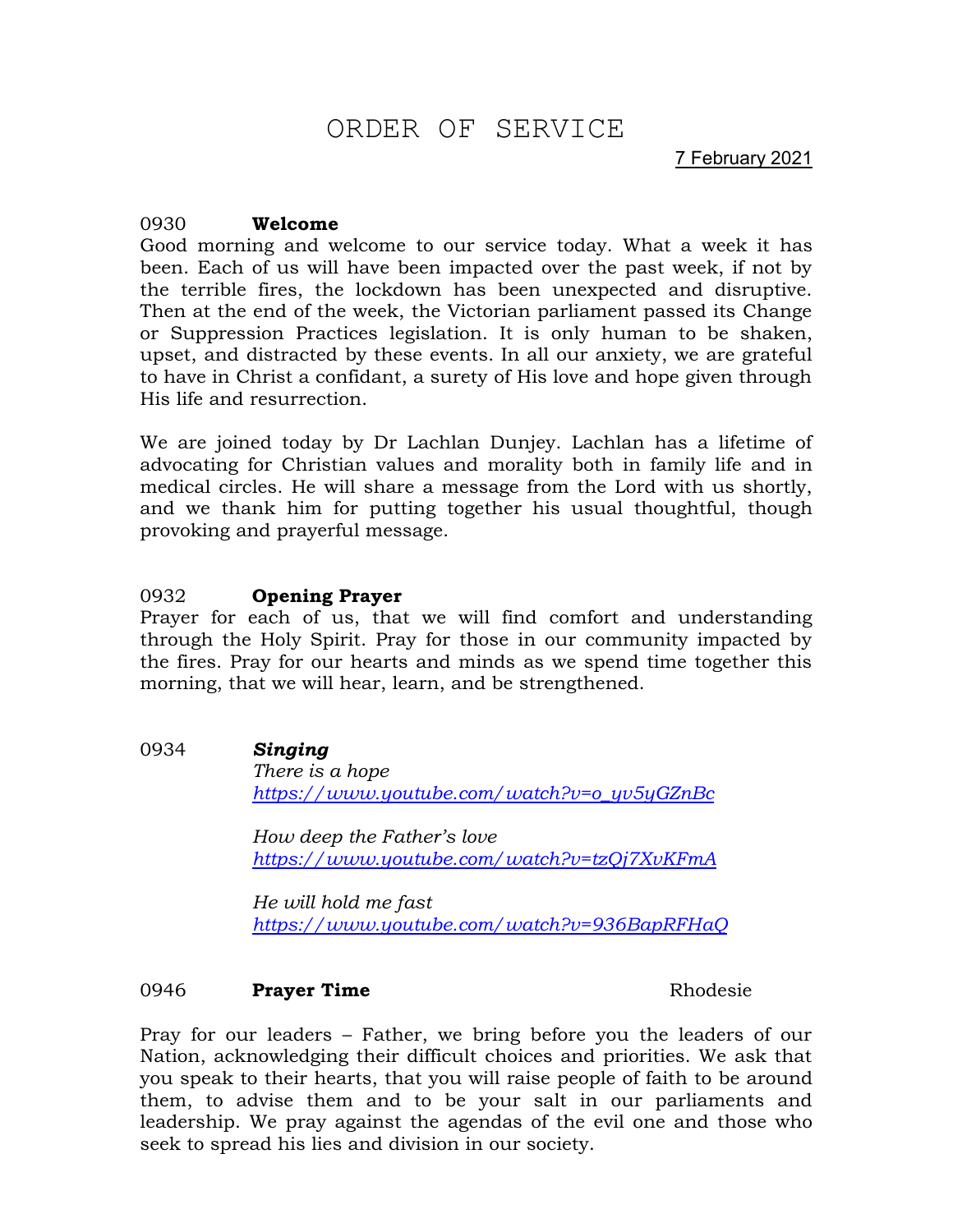# ORDER OF SERVICE

7 February 2021

0930 **Welcome**

Good morning and welcome to our service today. What a week it has been. Each of us will have been impacted over the past week, if not by the terrible fires, the lockdown has been unexpected and disruptive. Then at the end of the week, the Victorian parliament passed its Change or Suppression Practices legislation. It is only human to be shaken, upset, and distracted by these events. In all our anxiety, we are grateful to have in Christ a confidant, a surety of His love and hope given through His life and resurrection.

We are joined today by Dr Lachlan Dunjey. Lachlan has a lifetime of advocating for Christian values and morality both in family life and in medical circles. He will share a message from the Lord with us shortly, and we thank him for putting together his usual thoughtful, though provoking and prayerful message.

0932 **Opening Prayer**

Prayer for each of us, that we will find comfort and understanding through the Holy Spirit. Pray for those in our community impacted by the fires. Pray for our hearts and minds as we spend time together this morning, that we will hear, learn, and be strengthened.

0934 ***Singing***

*There is a hope*
*https://www.youtube.com/watch?v=o_yv5yGZnBc*

*How deep the Father's love*
*https://www.youtube.com/watch?v=tzQj7XvKFmA*

*He will hold me fast*
*https://www.youtube.com/watch?v=936BapRFHaQ*

0946 **Prayer Time** Rhodesie

Pray for our leaders – Father, we bring before you the leaders of our Nation, acknowledging their difficult choices and priorities. We ask that you speak to their hearts, that you will raise people of faith to be around them, to advise them and to be your salt in our parliaments and leadership. We pray against the agendas of the evil one and those who seek to spread his lies and division in our society.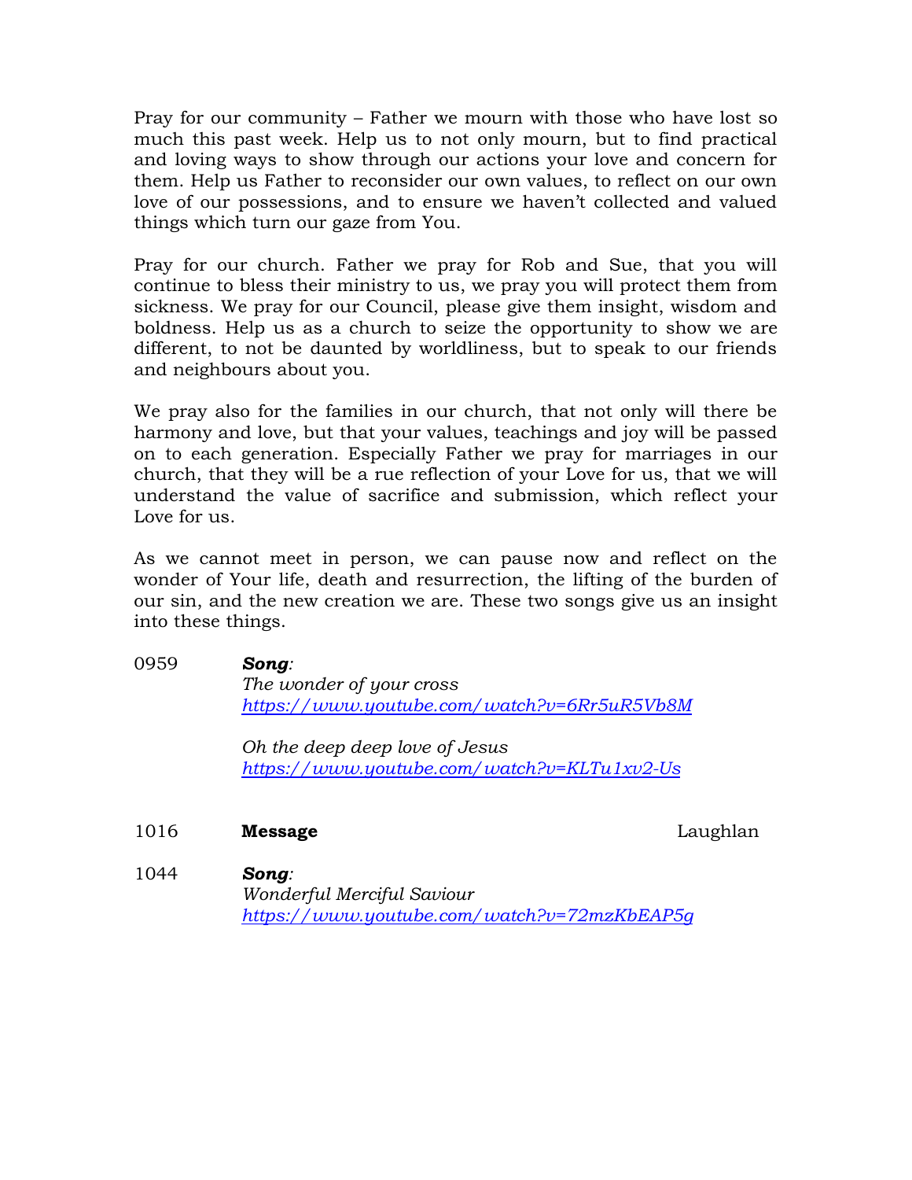Pray for our community – Father we mourn with those who have lost so much this past week. Help us to not only mourn, but to find practical and loving ways to show through our actions your love and concern for them. Help us Father to reconsider our own values, to reflect on our own love of our possessions, and to ensure we haven't collected and valued things which turn our gaze from You.

Pray for our church. Father we pray for Rob and Sue, that you will continue to bless their ministry to us, we pray you will protect them from sickness. We pray for our Council, please give them insight, wisdom and boldness. Help us as a church to seize the opportunity to show we are different, to not be daunted by worldliness, but to speak to our friends and neighbours about you.

We pray also for the families in our church, that not only will there be harmony and love, but that your values, teachings and joy will be passed on to each generation. Especially Father we pray for marriages in our church, that they will be a rue reflection of your Love for us, that we will understand the value of sacrifice and submission, which reflect your Love for us.

As we cannot meet in person, we can pause now and reflect on the wonder of Your life, death and resurrection, the lifting of the burden of our sin, and the new creation we are. These two songs give us an insight into these things.

0959 ***Song***:
*The wonder of your cross*
*https://www.youtube.com/watch?v=6Rr5uR5Vb8M*

*Oh the deep deep love of Jesus*
*https://www.youtube.com/watch?v=KLTu1xv2-Us*

1016 **Message** Laughlan

1044 ***Song***:
*Wonderful Merciful Saviour*
*https://www.youtube.com/watch?v=72mzKbEAP5g*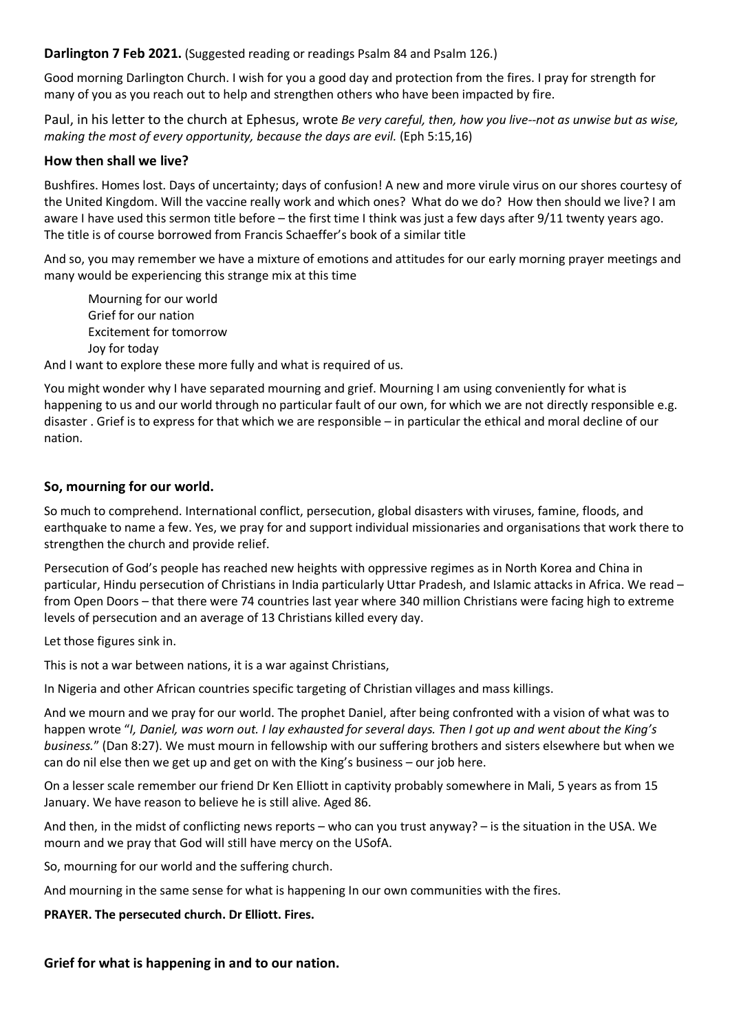**Darlington 7 Feb 2021.** (Suggested reading or readings Psalm 84 and Psalm 126.)

Good morning Darlington Church. I wish for you a good day and protection from the fires. I pray for strength for many of you as you reach out to help and strengthen others who have been impacted by fire.

Paul, in his letter to the church at Ephesus, wrote *Be very careful, then, how you live--not as unwise but as wise, making the most of every opportunity, because the days are evil.* (Eph 5:15,16)

### How then shall we live?

Bushfires. Homes lost. Days of uncertainty; days of confusion! A new and more virule virus on our shores courtesy of the United Kingdom. Will the vaccine really work and which ones? What do we do? How then should we live? I am aware I have used this sermon title before – the first time I think was just a few days after 9/11 twenty years ago. The title is of course borrowed from Francis Schaeffer's book of a similar title

And so, you may remember we have a mixture of emotions and attitudes for our early morning prayer meetings and many would be experiencing this strange mix at this time

Mourning for our world
Grief for our nation
Excitement for tomorrow
Joy for today

And I want to explore these more fully and what is required of us.

You might wonder why I have separated mourning and grief. Mourning I am using conveniently for what is happening to us and our world through no particular fault of our own, for which we are not directly responsible e.g. disaster . Grief is to express for that which we are responsible – in particular the ethical and moral decline of our nation.

### So, mourning for our world.

So much to comprehend. International conflict, persecution, global disasters with viruses, famine, floods, and earthquake to name a few. Yes, we pray for and support individual missionaries and organisations that work there to strengthen the church and provide relief.

Persecution of God's people has reached new heights with oppressive regimes as in North Korea and China in particular, Hindu persecution of Christians in India particularly Uttar Pradesh, and Islamic attacks in Africa. We read – from Open Doors – that there were 74 countries last year where 340 million Christians were facing high to extreme levels of persecution and an average of 13 Christians killed every day.

Let those figures sink in.

This is not a war between nations, it is a war against Christians,

In Nigeria and other African countries specific targeting of Christian villages and mass killings.

And we mourn and we pray for our world. The prophet Daniel, after being confronted with a vision of what was to happen wrote "*I, Daniel, was worn out. I lay exhausted for several days. Then I got up and went about the King's business.*" (Dan 8:27). We must mourn in fellowship with our suffering brothers and sisters elsewhere but when we can do nil else then we get up and get on with the King's business – our job here.

On a lesser scale remember our friend Dr Ken Elliott in captivity probably somewhere in Mali, 5 years as from 15 January. We have reason to believe he is still alive. Aged 86.

And then, in the midst of conflicting news reports – who can you trust anyway? – is the situation in the USA. We mourn and we pray that God will still have mercy on the USofA.

So, mourning for our world and the suffering church.

And mourning in the same sense for what is happening In our own communities with the fires.

**PRAYER. The persecuted church. Dr Elliott. Fires.**

### Grief for what is happening in and to our nation.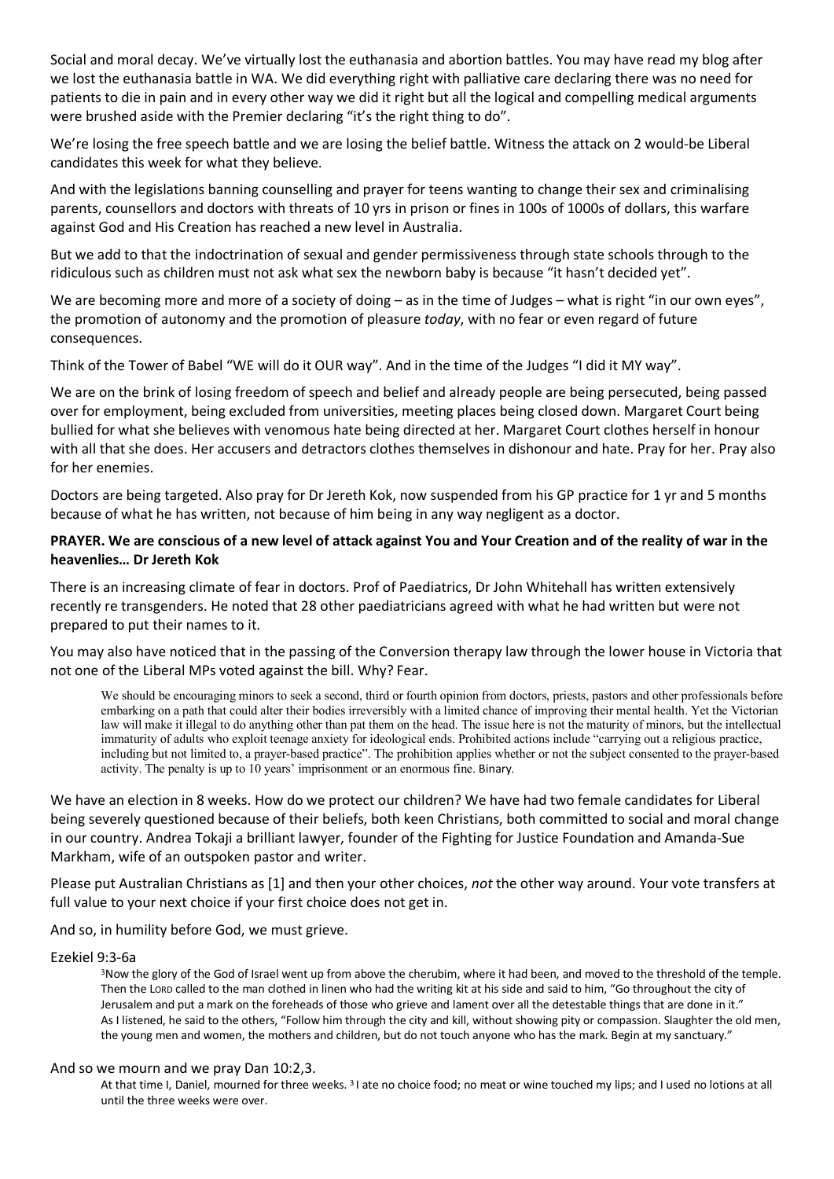Social and moral decay. We've virtually lost the euthanasia and abortion battles. You may have read my blog after we lost the euthanasia battle in WA. We did everything right with palliative care declaring there was no need for patients to die in pain and in every other way we did it right but all the logical and compelling medical arguments were brushed aside with the Premier declaring "it's the right thing to do".

We're losing the free speech battle and we are losing the belief battle. Witness the attack on 2 would-be Liberal candidates this week for what they believe.

And with the legislations banning counselling and prayer for teens wanting to change their sex and criminalising parents, counsellors and doctors with threats of 10 yrs in prison or fines in 100s of 1000s of dollars, this warfare against God and His Creation has reached a new level in Australia.

But we add to that the indoctrination of sexual and gender permissiveness through state schools through to the ridiculous such as children must not ask what sex the newborn baby is because "it hasn't decided yet".

We are becoming more and more of a society of doing – as in the time of Judges – what is right "in our own eyes", the promotion of autonomy and the promotion of pleasure *today*, with no fear or even regard of future consequences.

Think of the Tower of Babel "WE will do it OUR way". And in the time of the Judges "I did it MY way".

We are on the brink of losing freedom of speech and belief and already people are being persecuted, being passed over for employment, being excluded from universities, meeting places being closed down. Margaret Court being bullied for what she believes with venomous hate being directed at her. Margaret Court clothes herself in honour with all that she does. Her accusers and detractors clothes themselves in dishonour and hate. Pray for her. Pray also for her enemies.

Doctors are being targeted. Also pray for Dr Jereth Kok, now suspended from his GP practice for 1 yr and 5 months because of what he has written, not because of him being in any way negligent as a doctor.

**PRAYER. We are conscious of a new level of attack against You and Your Creation and of the reality of war in the heavenlies… Dr Jereth Kok**

There is an increasing climate of fear in doctors. Prof of Paediatrics, Dr John Whitehall has written extensively recently re transgenders. He noted that 28 other paediatricians agreed with what he had written but were not prepared to put their names to it.

You may also have noticed that in the passing of the Conversion therapy law through the lower house in Victoria that not one of the Liberal MPs voted against the bill. Why? Fear.

> We should be encouraging minors to seek a second, third or fourth opinion from doctors, priests, pastors and other professionals before embarking on a path that could alter their bodies irreversibly with a limited chance of improving their mental health. Yet the Victorian law will make it illegal to do anything other than pat them on the head. The issue here is not the maturity of minors, but the intellectual immaturity of adults who exploit teenage anxiety for ideological ends. Prohibited actions include "carrying out a religious practice, including but not limited to, a prayer-based practice". The prohibition applies whether or not the subject consented to the prayer-based activity. The penalty is up to 10 years' imprisonment or an enormous fine. Binary.

We have an election in 8 weeks. How do we protect our children? We have had two female candidates for Liberal being severely questioned because of their beliefs, both keen Christians, both committed to social and moral change in our country. Andrea Tokaji a brilliant lawyer, founder of the Fighting for Justice Foundation and Amanda-Sue Markham, wife of an outspoken pastor and writer.

Please put Australian Christians as [1] and then your other choices, *not* the other way around. Your vote transfers at full value to your next choice if your first choice does not get in.

And so, in humility before God, we must grieve.

Ezekiel 9:3-6a

> [3]Now the glory of the God of Israel went up from above the cherubim, where it had been, and moved to the threshold of the temple. Then the LORD called to the man clothed in linen who had the writing kit at his side and said to him, "Go throughout the city of Jerusalem and put a mark on the foreheads of those who grieve and lament over all the detestable things that are done in it." As I listened, he said to the others, "Follow him through the city and kill, without showing pity or compassion. Slaughter the old men, the young men and women, the mothers and children, but do not touch anyone who has the mark. Begin at my sanctuary."

And so we mourn and we pray Dan 10:2,3.

> At that time I, Daniel, mourned for three weeks. [3] I ate no choice food; no meat or wine touched my lips; and I used no lotions at all until the three weeks were over.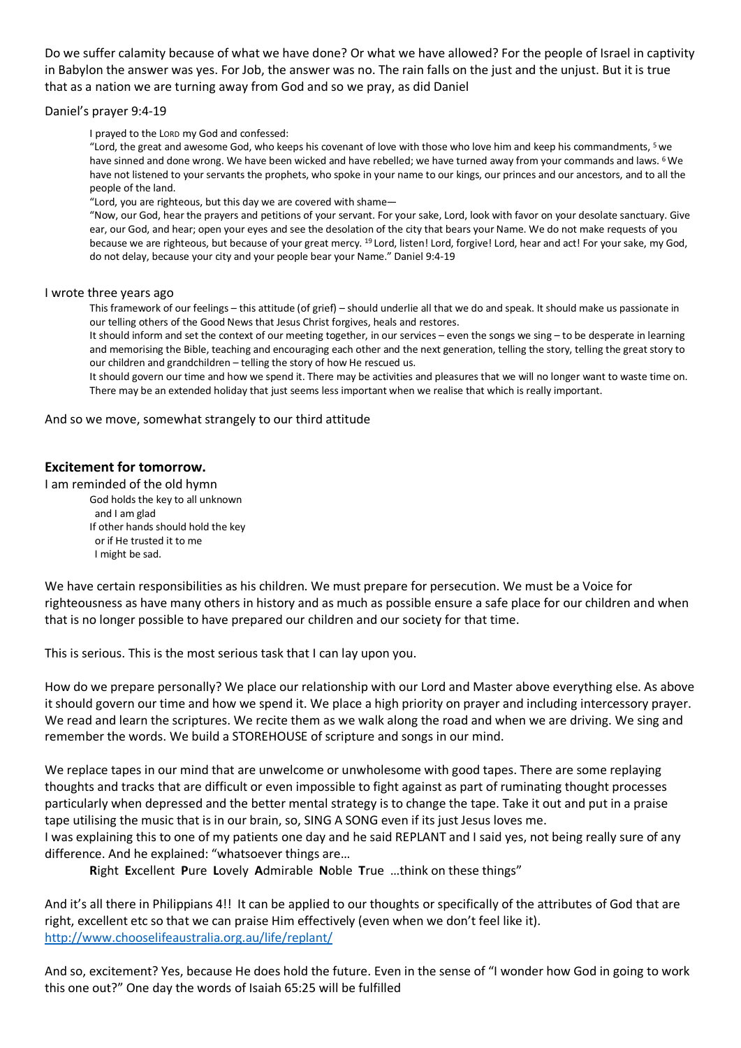Do we suffer calamity because of what we have done? Or what we have allowed? For the people of Israel in captivity in Babylon the answer was yes. For Job, the answer was no. The rain falls on the just and the unjust. But it is true that as a nation we are turning away from God and so we pray, as did Daniel

Daniel's prayer 9:4-19

> I prayed to the LORD my God and confessed:
>
> "Lord, the great and awesome God, who keeps his covenant of love with those who love him and keep his commandments, [5] we have sinned and done wrong. We have been wicked and have rebelled; we have turned away from your commands and laws. [6] We have not listened to your servants the prophets, who spoke in your name to our kings, our princes and our ancestors, and to all the people of the land.
>
> "Lord, you are righteous, but this day we are covered with shame—
>
> "Now, our God, hear the prayers and petitions of your servant. For your sake, Lord, look with favor on your desolate sanctuary. Give ear, our God, and hear; open your eyes and see the desolation of the city that bears your Name. We do not make requests of you because we are righteous, but because of your great mercy. [19] Lord, listen! Lord, forgive! Lord, hear and act! For your sake, my God, do not delay, because your city and your people bear your Name." Daniel 9:4-19

I wrote three years ago

> This framework of our feelings – this attitude (of grief) – should underlie all that we do and speak. It should make us passionate in our telling others of the Good News that Jesus Christ forgives, heals and restores.
>
> It should inform and set the context of our meeting together, in our services – even the songs we sing – to be desperate in learning and memorising the Bible, teaching and encouraging each other and the next generation, telling the story, telling the great story to our children and grandchildren – telling the story of how He rescued us.
>
> It should govern our time and how we spend it. There may be activities and pleasures that we will no longer want to waste time on. There may be an extended holiday that just seems less important when we realise that which is really important.

And so we move, somewhat strangely to our third attitude

## Excitement for tomorrow.

I am reminded of the old hymn

> God holds the key to all unknown
> and I am glad
> If other hands should hold the key
> or if He trusted it to me
> I might be sad.

We have certain responsibilities as his children. We must prepare for persecution. We must be a Voice for righteousness as have many others in history and as much as possible ensure a safe place for our children and when that is no longer possible to have prepared our children and our society for that time.

This is serious. This is the most serious task that I can lay upon you.

How do we prepare personally? We place our relationship with our Lord and Master above everything else. As above it should govern our time and how we spend it. We place a high priority on prayer and including intercessory prayer. We read and learn the scriptures. We recite them as we walk along the road and when we are driving. We sing and remember the words. We build a STOREHOUSE of scripture and songs in our mind.

We replace tapes in our mind that are unwelcome or unwholesome with good tapes. There are some replaying thoughts and tracks that are difficult or even impossible to fight against as part of ruminating thought processes particularly when depressed and the better mental strategy is to change the tape. Take it out and put in a praise tape utilising the music that is in our brain, so, SING A SONG even if its just Jesus loves me.
I was explaining this to one of my patients one day and he said REPLANT and I said yes, not being really sure of any difference. And he explained: "whatsoever things are…

> **R**ight **E**xcellent **P**ure **L**ovely **A**dmirable **N**oble **T**rue …think on these things"

And it's all there in Philippians 4!! It can be applied to our thoughts or specifically of the attributes of God that are right, excellent etc so that we can praise Him effectively (even when we don't feel like it).
http://www.chooselifeaustralia.org.au/life/replant/

And so, excitement? Yes, because He does hold the future. Even in the sense of "I wonder how God in going to work this one out?" One day the words of Isaiah 65:25 will be fulfilled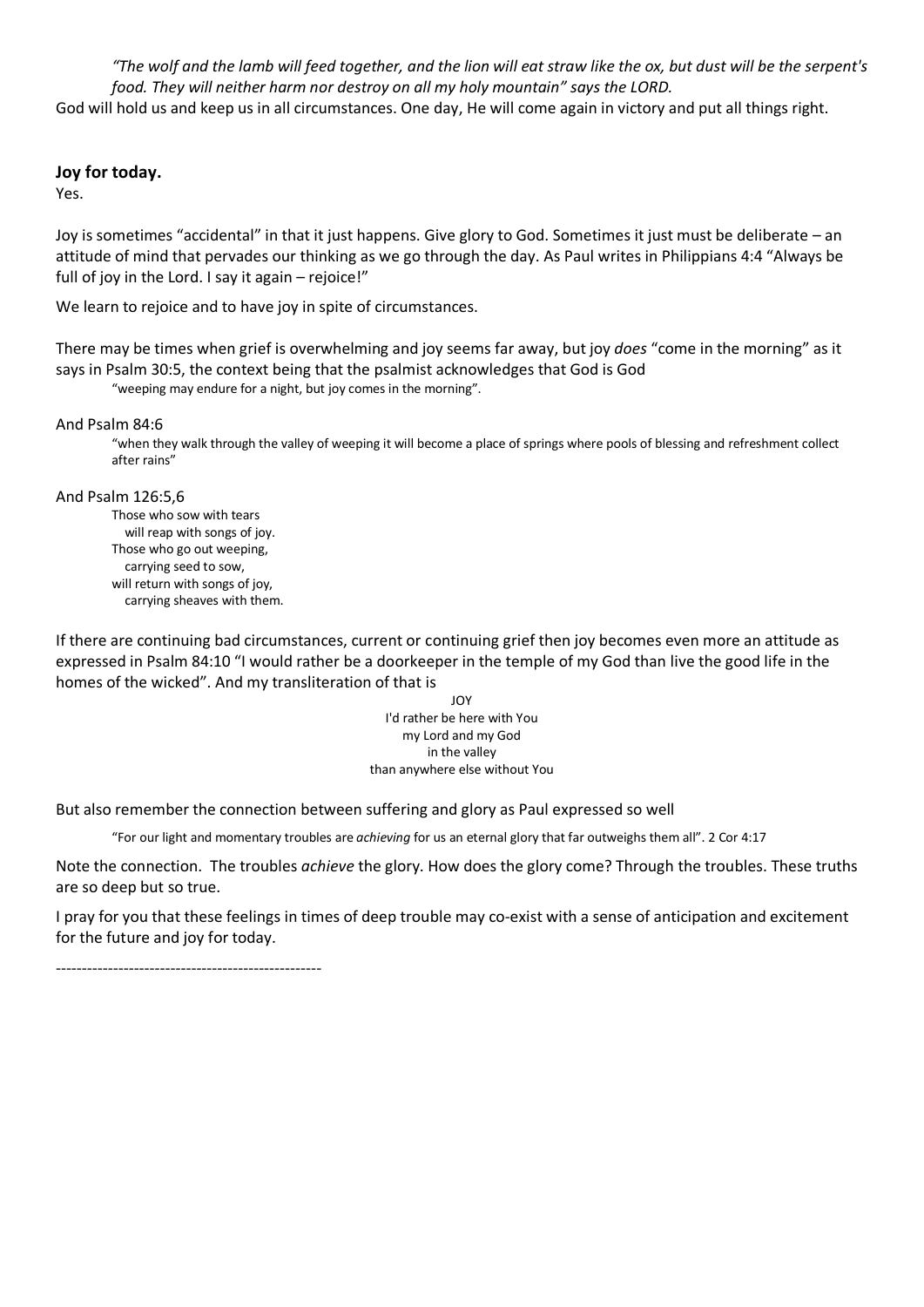> *"The wolf and the lamb will feed together, and the lion will eat straw like the ox, but dust will be the serpent's food. They will neither harm nor destroy on all my holy mountain" says the LORD.*

God will hold us and keep us in all circumstances. One day, He will come again in victory and put all things right.

**Joy for today.**

Yes.

Joy is sometimes "accidental" in that it just happens. Give glory to God. Sometimes it just must be deliberate – an attitude of mind that pervades our thinking as we go through the day. As Paul writes in Philippians 4:4 "Always be full of joy in the Lord. I say it again – rejoice!"

We learn to rejoice and to have joy in spite of circumstances.

There may be times when grief is overwhelming and joy seems far away, but joy *does* "come in the morning" as it says in Psalm 30:5, the context being that the psalmist acknowledges that God is God

> "weeping may endure for a night, but joy comes in the morning".

And Psalm 84:6

> "when they walk through the valley of weeping it will become a place of springs where pools of blessing and refreshment collect after rains"

And Psalm 126:5,6

> Those who sow with tears  
> will reap with songs of joy.  
> Those who go out weeping,  
> carrying seed to sow,  
> will return with songs of joy,  
> carrying sheaves with them.

If there are continuing bad circumstances, current or continuing grief then joy becomes even more an attitude as expressed in Psalm 84:10 "I would rather be a doorkeeper in the temple of my God than live the good life in the homes of the wicked". And my transliteration of that is

JOY  
I'd rather be here with You  
my Lord and my God  
in the valley  
than anywhere else without You

But also remember the connection between suffering and glory as Paul expressed so well

> "For our light and momentary troubles are *achieving* for us an eternal glory that far outweighs them all". 2 Cor 4:17

Note the connection. The troubles *achieve* the glory. How does the glory come? Through the troubles. These truths are so deep but so true.

I pray for you that these feelings in times of deep trouble may co-exist with a sense of anticipation and excitement for the future and joy for today.

---------------------------------------------------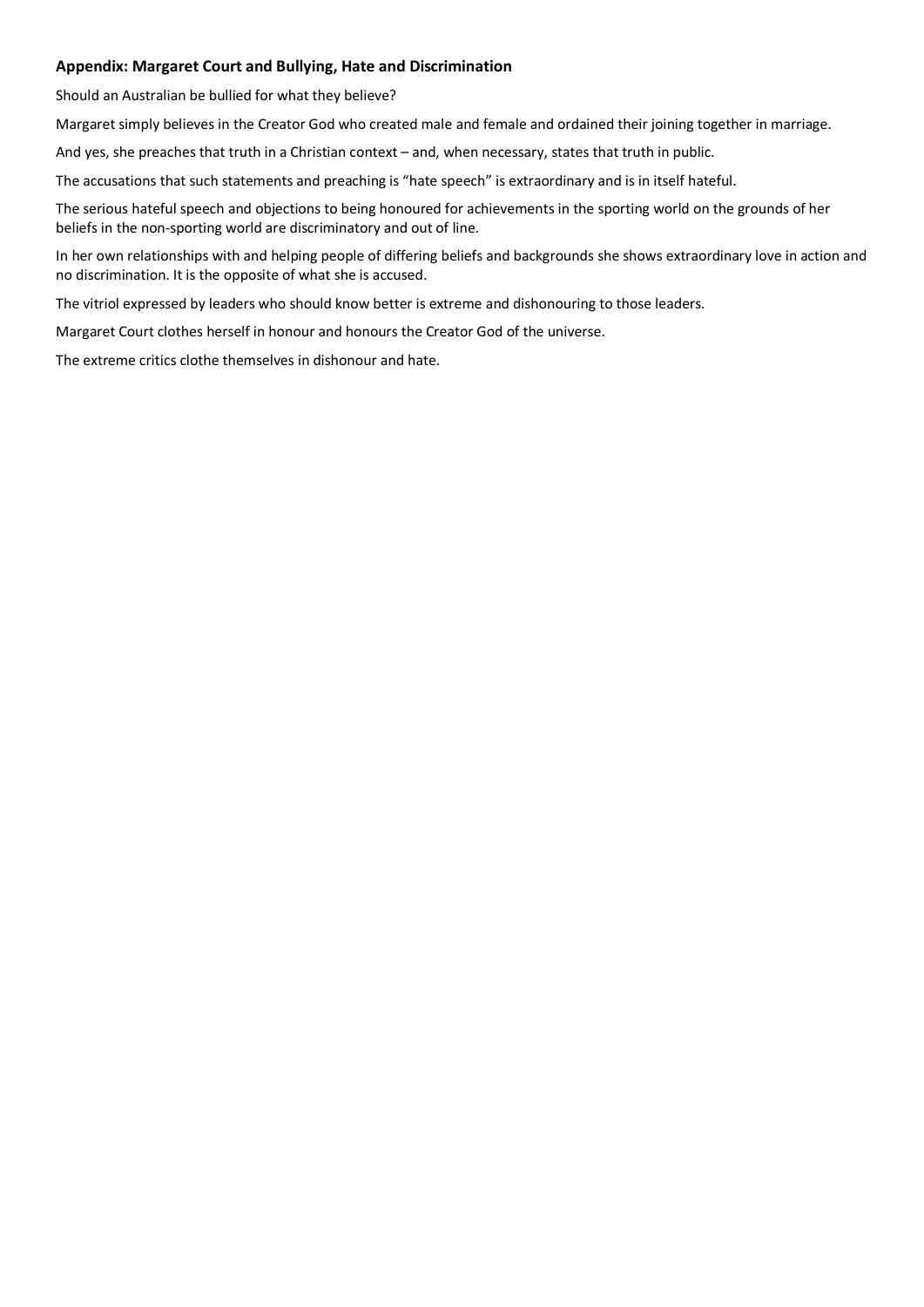**Appendix: Margaret Court and Bullying, Hate and Discrimination**

Should an Australian be bullied for what they believe?

Margaret simply believes in the Creator God who created male and female and ordained their joining together in marriage.

And yes, she preaches that truth in a Christian context – and, when necessary, states that truth in public.

The accusations that such statements and preaching is "hate speech" is extraordinary and is in itself hateful.

The serious hateful speech and objections to being honoured for achievements in the sporting world on the grounds of her beliefs in the non-sporting world are discriminatory and out of line.

In her own relationships with and helping people of differing beliefs and backgrounds she shows extraordinary love in action and no discrimination. It is the opposite of what she is accused.

The vitriol expressed by leaders who should know better is extreme and dishonouring to those leaders.

Margaret Court clothes herself in honour and honours the Creator God of the universe.

The extreme critics clothe themselves in dishonour and hate.